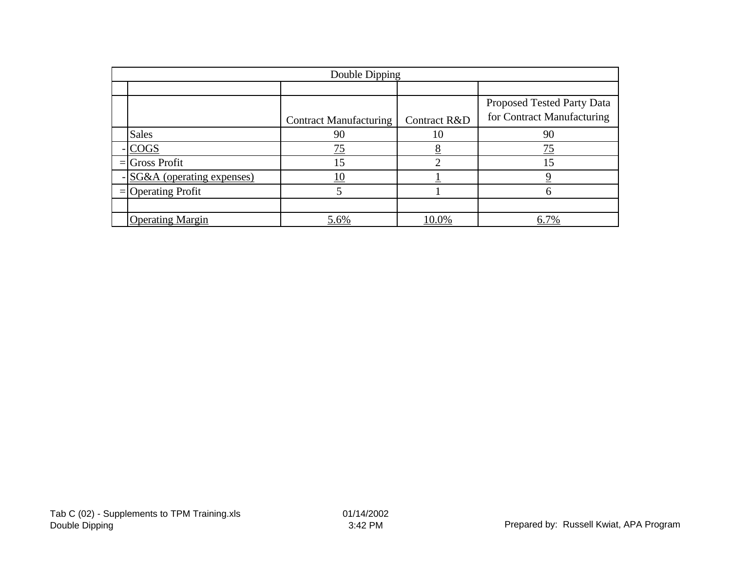| | Double Dipping | | | |
|---|---|---|---|---|
| | | Contract Manufacturing | Contract R&D | Proposed Tested Party Data for Contract Manufacturing |
| | Sales | 90 | 10 | 90 |
| - | COGS | 75 | 8 | 75 |
| = | Gross Profit | 15 | 2 | 15 |
| - | SG&A (operating expenses) | 10 | 1 | 9 |
| = | Operating Profit | 5 | 1 | 6 |
| | | | | |
| | Operating Margin | 5.6% | 10.0% | 6.7% |

Tab C (02) - Supplements to TPM Training.xls
Double Dipping

01/14/2002
3:42 PM

Prepared by: Russell Kwiat, APA Program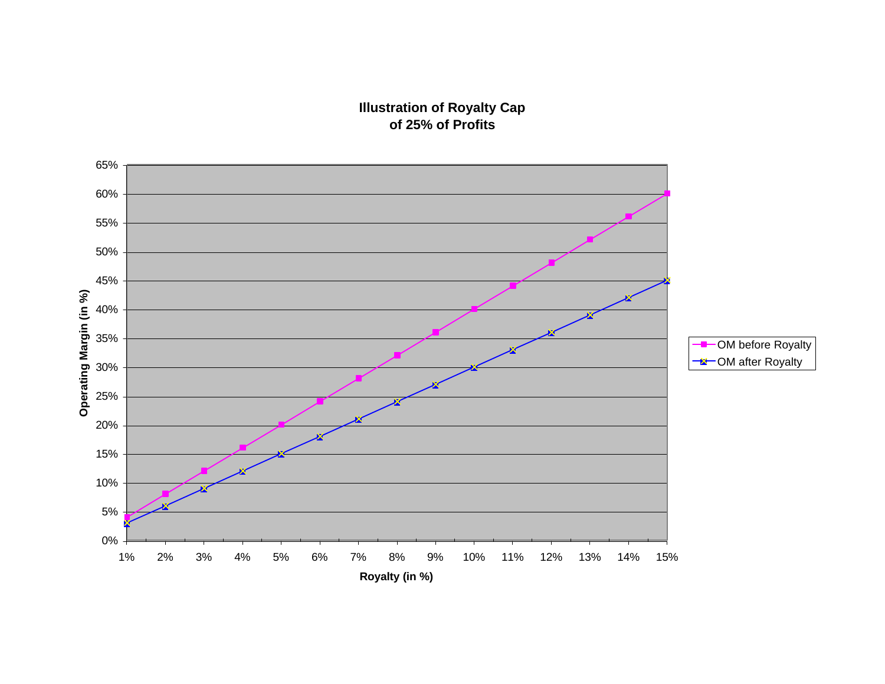**Illustration of Royalty Cap**
**of 25% of Profits**

| Royalty (in %) | OM before Royalty | OM after Royalty |
|---|---|---|
| 1% | 4% | 3% |
| 2% | 8% | 6% |
| 3% | 12% | 9% |
| 4% | 16% | 12% |
| 5% | 20% | 15% |
| 6% | 24% | 18% |
| 7% | 28% | 21% |
| 8% | 32% | 24% |
| 9% | 36% | 27% |
| 10% | 40% | 30% |
| 11% | 44% | 33% |
| 12% | 48% | 36% |
| 13% | 52% | 39% |
| 14% | 56% | 42% |
| 15% | 60% | 45% |

Y-axis: Operating Margin (in %)

X-axis: Royalty (in %)

Legend: OM before Royalty; OM after Royalty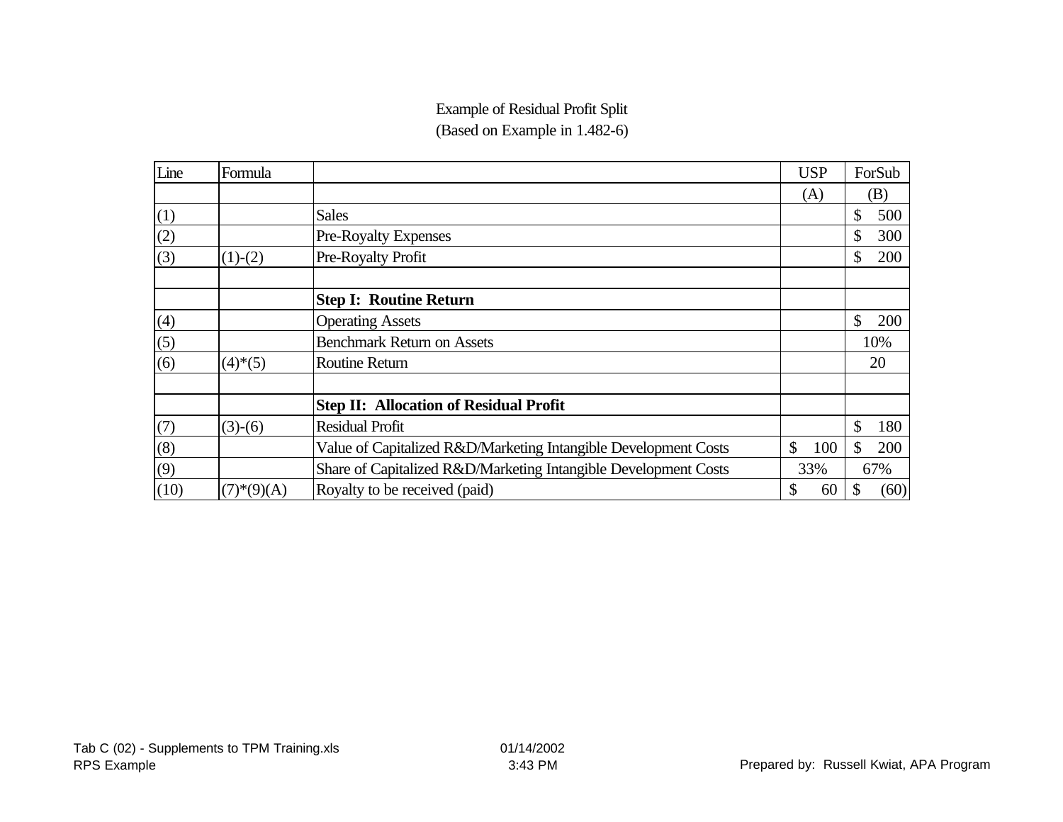Example of Residual Profit Split
(Based on Example in 1.482-6)

| Line | Formula | | USP | ForSub |
|---|---|---|---|---|
| | | | (A) | (B) |
| (1) | | Sales | | $ 500 |
| (2) | | Pre-Royalty Expenses | | $ 300 |
| (3) | (1)-(2) | Pre-Royalty Profit | | $ 200 |
| | | | | |
| | | **Step I: Routine Return** | | |
| (4) | | Operating Assets | | $ 200 |
| (5) | | Benchmark Return on Assets | | 10% |
| (6) | (4)*(5) | Routine Return | | 20 |
| | | | | |
| | | **Step II: Allocation of Residual Profit** | | |
| (7) | (3)-(6) | Residual Profit | | $ 180 |
| (8) | | Value of Capitalized R&D/Marketing Intangible Development Costs | $ 100 | $ 200 |
| (9) | | Share of Capitalized R&D/Marketing Intangible Development Costs | 33% | 67% |
| (10) | (7)*(9)(A) | Royalty to be received (paid) | $ 60 | $ (60) |

Tab C (02) - Supplements to TPM Training.xls
RPS Example

01/14/2002
3:43 PM

Prepared by: Russell Kwiat, APA Program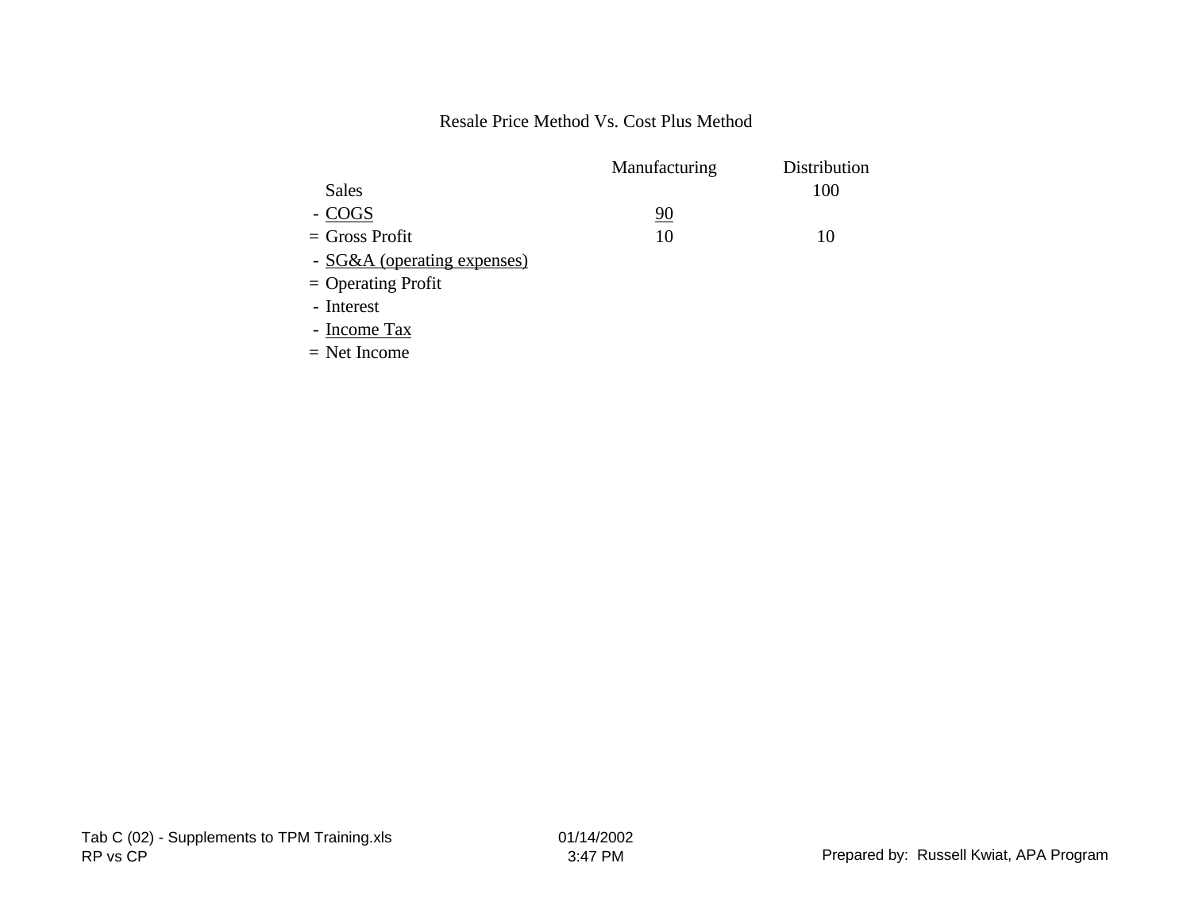# Resale Price Method Vs. Cost Plus Method

| | | Manufacturing | Distribution |
|---|---|---|---|
| | Sales | | 100 |
| - | COGS | 90 | |
| = | Gross Profit | 10 | 10 |
| - | SG&A (operating expenses) | | |
| = | Operating Profit | | |
| - | Interest | | |
| - | Income Tax | | |
| = | Net Income | | |

Tab C (02) - Supplements to TPM Training.xls
RP vs CP

01/14/2002
3:47 PM

Prepared by: Russell Kwiat, APA Program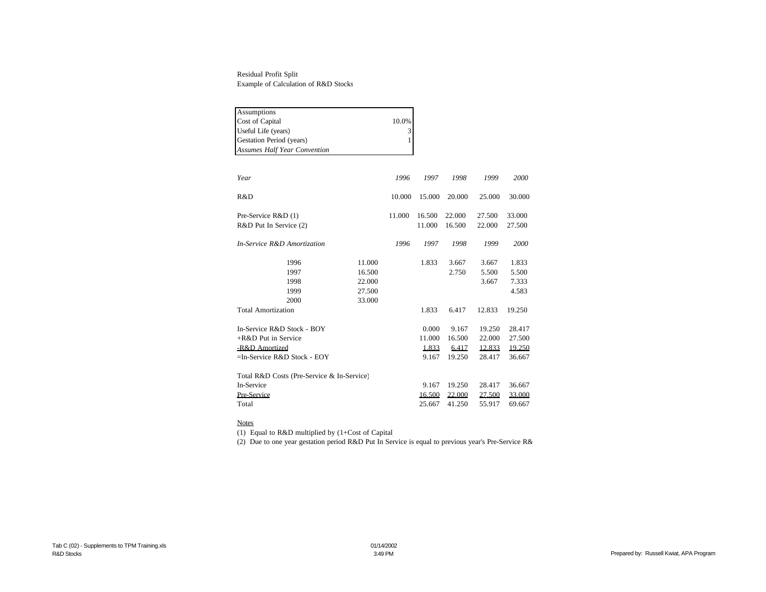Residual Profit Split

Example of Calculation of R&D Stocks

| Assumptions | |
|---|---|
| Cost of Capital | 10.0% |
| Useful Life (years) | 3 |
| Gestation Period (years) | 1 |
| *Assumes Half Year Convention* | |

| *Year* | | *1996* | *1997* | *1998* | *1999* | *2000* |
|---|---|---|---|---|---|---|
| R&D | | 10.000 | 15.000 | 20.000 | 25.000 | 30.000 |
| | | | | | | |
| Pre-Service R&D (1) | | 11.000 | 16.500 | 22.000 | 27.500 | 33.000 |
| R&D Put In Service (2) | | | 11.000 | 16.500 | 22.000 | 27.500 |
| | | | | | | |
| *In-Service R&D Amortization* | | *1996* | *1997* | *1998* | *1999* | *2000* |
| 1996 | 11.000 | | 1.833 | 3.667 | 3.667 | 1.833 |
| 1997 | 16.500 | | | 2.750 | 5.500 | 5.500 |
| 1998 | 22.000 | | | | 3.667 | 7.333 |
| 1999 | 27.500 | | | | | 4.583 |
| 2000 | 33.000 | | | | | |
| Total Amortization | | | 1.833 | 6.417 | 12.833 | 19.250 |
| | | | | | | |
| In-Service R&D Stock - BOY | | | 0.000 | 9.167 | 19.250 | 28.417 |
| +R&D Put in Service | | | 11.000 | 16.500 | 22.000 | 27.500 |
| -R&D Amortized | | | 1.833 | 6.417 | 12.833 | 19.250 |
| =In-Service R&D Stock - EOY | | | 9.167 | 19.250 | 28.417 | 36.667 |
| | | | | | | |
| Total R&D Costs (Pre-Service & In-Service) | | | | | | |
| In-Service | | | 9.167 | 19.250 | 28.417 | 36.667 |
| Pre-Service | | | 16.500 | 22.000 | 27.500 | 33.000 |
| Total | | | 25.667 | 41.250 | 55.917 | 69.667 |

Notes

(1) Equal to R&D multiplied by (1+Cost of Capital

(2) Due to one year gestation period R&D Put In Service is equal to previous year's Pre-Service R&